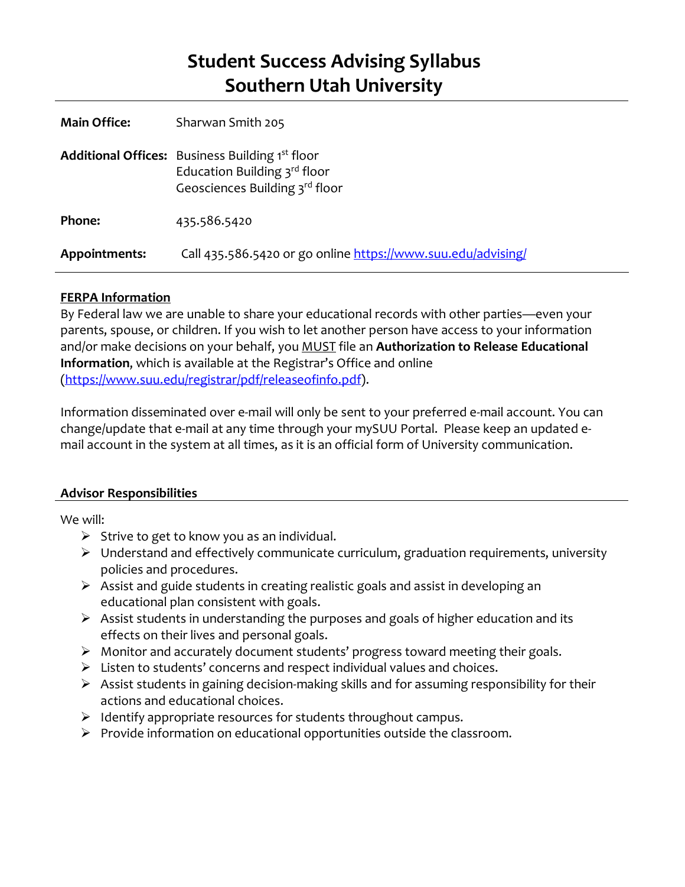# Student Success Advising Syllabus
# Southern Utah University

| | |
|---|---|
| **Main Office:** | Sharwan Smith 205 |
| **Additional Offices:** | Business Building 1st floor<br>Education Building 3rd floor<br>Geosciences Building 3rd floor |
| **Phone:** | 435.586.5420 |
| **Appointments:** | Call 435.586.5420 or go online https://www.suu.edu/advising/ |

## FERPA Information

By Federal law we are unable to share your educational records with other parties—even your parents, spouse, or children. If you wish to let another person have access to your information and/or make decisions on your behalf, you MUST file an **Authorization to Release Educational Information**, which is available at the Registrar's Office and online (https://www.suu.edu/registrar/pdf/releaseofinfo.pdf).

Information disseminated over e-mail will only be sent to your preferred e-mail account. You can change/update that e-mail at any time through your mySUU Portal. Please keep an updated e-mail account in the system at all times, as it is an official form of University communication.

## Advisor Responsibilities

We will:

- Strive to get to know you as an individual.
- Understand and effectively communicate curriculum, graduation requirements, university policies and procedures.
- Assist and guide students in creating realistic goals and assist in developing an educational plan consistent with goals.
- Assist students in understanding the purposes and goals of higher education and its effects on their lives and personal goals.
- Monitor and accurately document students' progress toward meeting their goals.
- Listen to students' concerns and respect individual values and choices.
- Assist students in gaining decision-making skills and for assuming responsibility for their actions and educational choices.
- Identify appropriate resources for students throughout campus.
- Provide information on educational opportunities outside the classroom.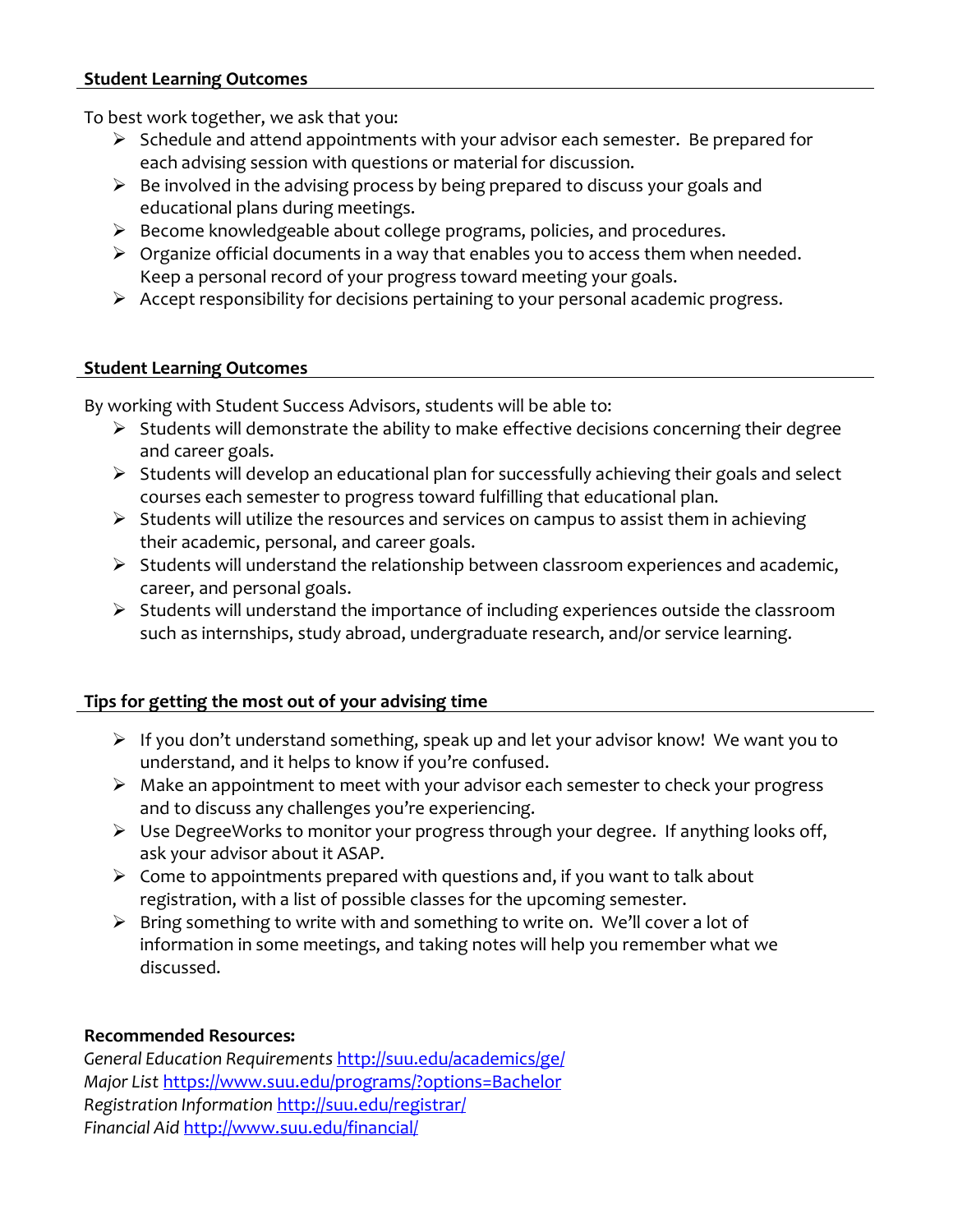## Student Learning Outcomes

To best work together, we ask that you:

- Schedule and attend appointments with your advisor each semester. Be prepared for each advising session with questions or material for discussion.
- Be involved in the advising process by being prepared to discuss your goals and educational plans during meetings.
- Become knowledgeable about college programs, policies, and procedures.
- Organize official documents in a way that enables you to access them when needed. Keep a personal record of your progress toward meeting your goals.
- Accept responsibility for decisions pertaining to your personal academic progress.

## Student Learning Outcomes

By working with Student Success Advisors, students will be able to:

- Students will demonstrate the ability to make effective decisions concerning their degree and career goals.
- Students will develop an educational plan for successfully achieving their goals and select courses each semester to progress toward fulfilling that educational plan.
- Students will utilize the resources and services on campus to assist them in achieving their academic, personal, and career goals.
- Students will understand the relationship between classroom experiences and academic, career, and personal goals.
- Students will understand the importance of including experiences outside the classroom such as internships, study abroad, undergraduate research, and/or service learning.

## Tips for getting the most out of your advising time

- If you don't understand something, speak up and let your advisor know! We want you to understand, and it helps to know if you're confused.
- Make an appointment to meet with your advisor each semester to check your progress and to discuss any challenges you're experiencing.
- Use DegreeWorks to monitor your progress through your degree. If anything looks off, ask your advisor about it ASAP.
- Come to appointments prepared with questions and, if you want to talk about registration, with a list of possible classes for the upcoming semester.
- Bring something to write with and something to write on. We'll cover a lot of information in some meetings, and taking notes will help you remember what we discussed.

**Recommended Resources:**

*General Education Requirements* http://suu.edu/academics/ge/
*Major List* https://www.suu.edu/programs/?options=Bachelor
*Registration Information* http://suu.edu/registrar/
*Financial Aid* http://www.suu.edu/financial/